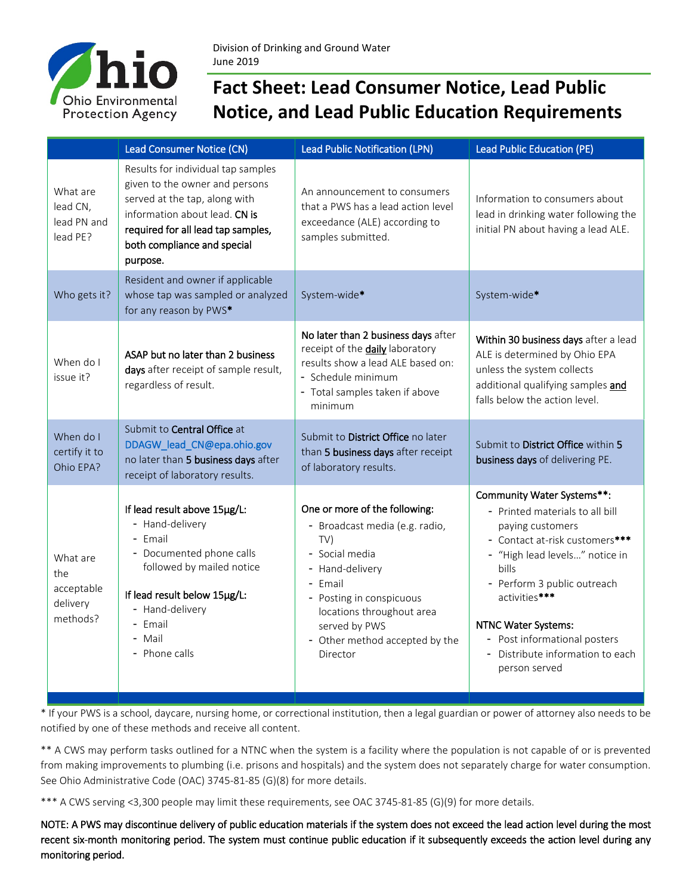Division of Drinking and Ground Water
June 2019

# Fact Sheet: Lead Consumer Notice, Lead Public Notice, and Lead Public Education Requirements

| | Lead Consumer Notice (CN) | Lead Public Notification (LPN) | Lead Public Education (PE) |
|---|---|---|---|
| What are lead CN, lead PN and lead PE? | Results for individual tap samples given to the owner and persons served at the tap, along with information about lead. **CN is required for all lead tap samples, both compliance and special purpose.** | An announcement to consumers that a PWS has a lead action level exceedance (ALE) according to samples submitted. | Information to consumers about lead in drinking water following the initial PN about having a lead ALE. |
| Who gets it? | Resident and owner if applicable whose tap was sampled or analyzed for any reason by PWS* | System-wide* | System-wide* |
| When do I issue it? | **ASAP but no later than 2 business days** after receipt of sample result, regardless of result. | **No later than 2 business days** after receipt of the **daily** laboratory results show a lead ALE based on:<br>- Schedule minimum<br>- Total samples taken if above minimum | **Within 30 business days** after a lead ALE is determined by Ohio EPA unless the system collects additional qualifying samples **and** falls below the action level. |
| When do I certify it to Ohio EPA? | Submit to **Central Office** at DDAGW_lead_CN@epa.ohio.gov no later than **5 business days** after receipt of laboratory results. | Submit to **District Office** no later than **5 business days** after receipt of laboratory results. | Submit to **District Office** within **5 business days** of delivering PE. |
| What are the acceptable delivery methods? | **If lead result above 15µg/L:**<br>- Hand-delivery<br>- Email<br>- Documented phone calls followed by mailed notice<br><br>**If lead result below 15µg/L:**<br>- Hand-delivery<br>- Email<br>- Mail<br>- Phone calls | **One or more of the following:**<br>- Broadcast media (e.g. radio, TV)<br>- Social media<br>- Hand-delivery<br>- Email<br>- Posting in conspicuous locations throughout area served by PWS<br>- Other method accepted by the Director | **Community Water Systems**:**<br>- Printed materials to all bill paying customers<br>- Contact at-risk customers***<br>- "High lead levels…" notice in bills<br>- Perform 3 public outreach activities***<br><br>**NTNC Water Systems:**<br>- Post informational posters<br>- Distribute information to each person served |

* If your PWS is a school, daycare, nursing home, or correctional institution, then a legal guardian or power of attorney also needs to be notified by one of these methods and receive all content.

** A CWS may perform tasks outlined for a NTNC when the system is a facility where the population is not capable of or is prevented from making improvements to plumbing (i.e. prisons and hospitals) and the system does not separately charge for water consumption. See Ohio Administrative Code (OAC) 3745-81-85 (G)(8) for more details.

*** A CWS serving <3,300 people may limit these requirements, see OAC 3745-81-85 (G)(9) for more details.

**NOTE: A PWS may discontinue delivery of public education materials if the system does not exceed the lead action level during the most recent six-month monitoring period. The system must continue public education if it subsequently exceeds the action level during any monitoring period.**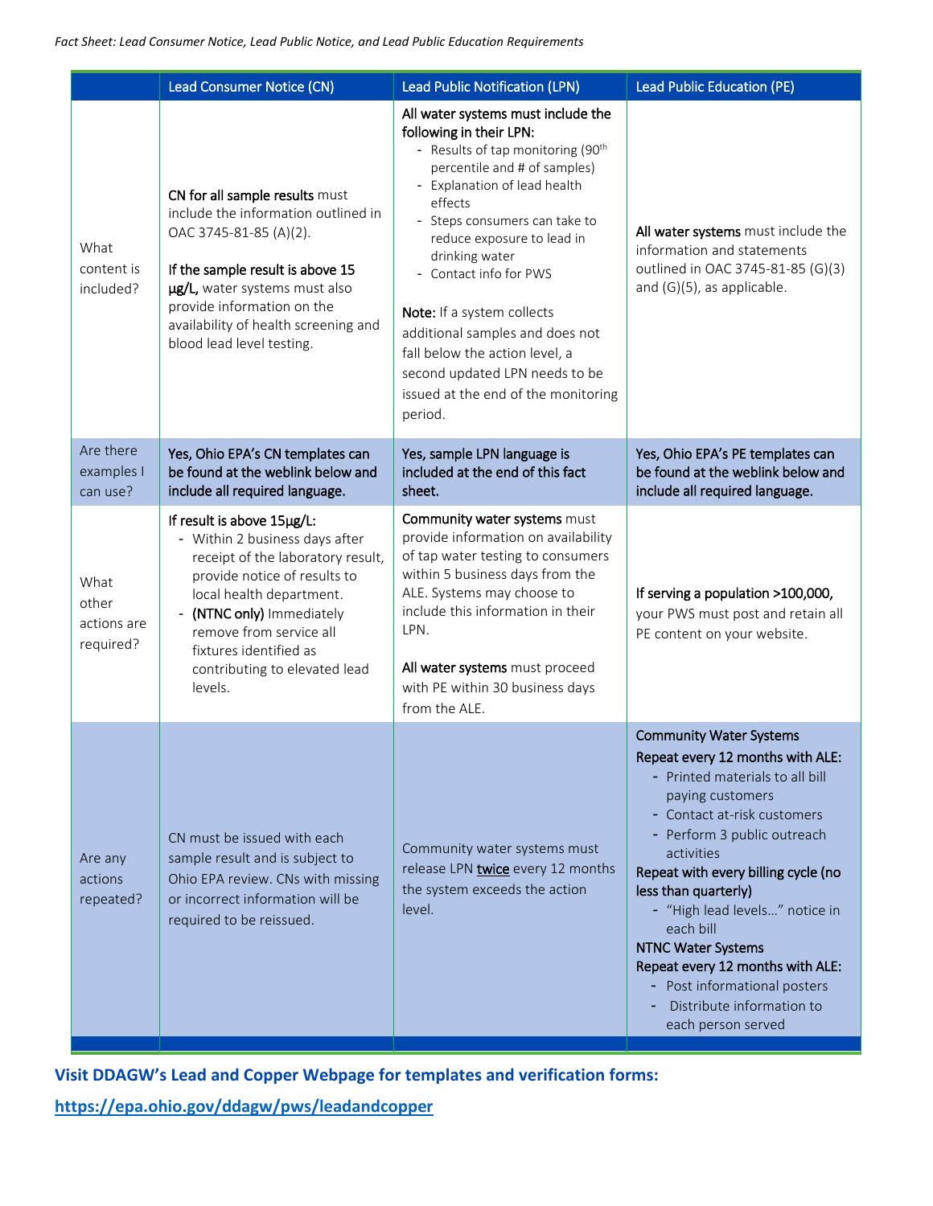| | Lead Consumer Notice (CN) | Lead Public Notification (LPN) | Lead Public Education (PE) |
|---|---|---|---|
| What content is included? | **CN for all sample results** must include the information outlined in OAC 3745-81-85 (A)(2).<br><br>**If the sample result is above 15 µg/L,** water systems must also provide information on the availability of health screening and blood lead level testing. | **All water systems must include the following in their LPN:**<br>- Results of tap monitoring (90th percentile and # of samples)<br>- Explanation of lead health effects<br>- Steps consumers can take to reduce exposure to lead in drinking water<br>- Contact info for PWS<br><br>**Note:** If a system collects additional samples and does not fall below the action level, a second updated LPN needs to be issued at the end of the monitoring period. | **All water systems** must include the information and statements outlined in OAC 3745-81-85 (G)(3) and (G)(5), as applicable. |
| Are there examples I can use? | **Yes, Ohio EPA's CN templates can be found at the weblink below and include all required language.** | **Yes, sample LPN language is included at the end of this fact sheet.** | **Yes, Ohio EPA's PE templates can be found at the weblink below and include all required language.** |
| What other actions are required? | **If result is above 15µg/L:**<br>- Within 2 business days after receipt of the laboratory result, provide notice of results to local health department.<br>- **(NTNC only)** Immediately remove from service all fixtures identified as contributing to elevated lead levels. | **Community water systems** must provide information on availability of tap water testing to consumers within 5 business days from the ALE. Systems may choose to include this information in their LPN.<br><br>**All water systems** must proceed with PE within 30 business days from the ALE. | **If serving a population >100,000,** your PWS must post and retain all PE content on your website. |
| Are any actions repeated? | CN must be issued with each sample result and is subject to Ohio EPA review. CNs with missing or incorrect information will be required to be reissued. | Community water systems must release LPN <u>twice</u> every 12 months the system exceeds the action level. | **Community Water Systems**<br>**Repeat every 12 months with ALE:**<br>- Printed materials to all bill paying customers<br>- Contact at-risk customers<br>- Perform 3 public outreach activities<br>**Repeat with every billing cycle (no less than quarterly)**<br>- "High lead levels…" notice in each bill<br>**NTNC Water Systems**<br>**Repeat every 12 months with ALE:**<br>- Post informational posters<br>- Distribute information to each person served |

**Visit DDAGW's Lead and Copper Webpage for templates and verification forms:**

**https://epa.ohio.gov/ddagw/pws/leadandcopper**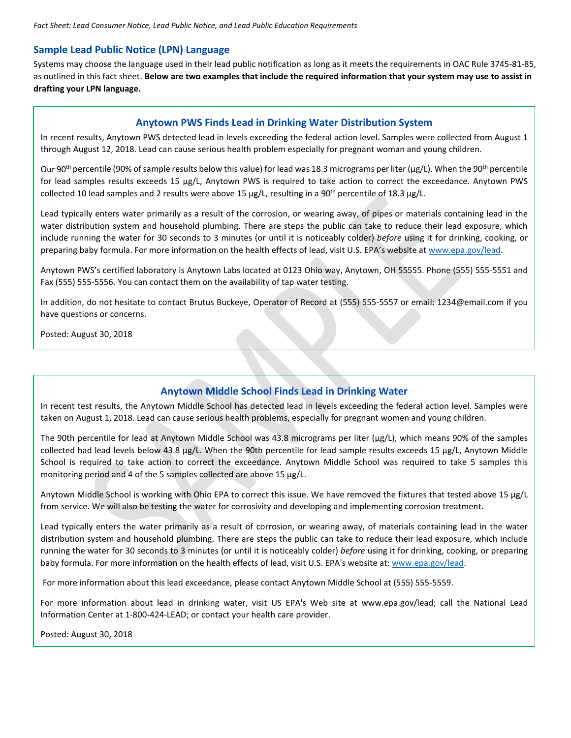## Sample Lead Public Notice (LPN) Language

Systems may choose the language used in their lead public notification as long as it meets the requirements in OAC Rule 3745-81-85, as outlined in this fact sheet. **Below are two examples that include the required information that your system may use to assist in drafting your LPN language.**

### Anytown PWS Finds Lead in Drinking Water Distribution System

In recent results, Anytown PWS detected lead in levels exceeding the federal action level. Samples were collected from August 1 through August 12, 2018. Lead can cause serious health problem especially for pregnant woman and young children.

Our 90th percentile (90% of sample results below this value) for lead was 18.3 micrograms per liter (µg/L). When the 90th percentile for lead samples results exceeds 15 µg/L, Anytown PWS is required to take action to correct the exceedance. Anytown PWS collected 10 lead samples and 2 results were above 15 µg/L, resulting in a 90th percentile of 18.3 µg/L.

Lead typically enters water primarily as a result of the corrosion, or wearing away, of pipes or materials containing lead in the water distribution system and household plumbing. There are steps the public can take to reduce their lead exposure, which include running the water for 30 seconds to 3 minutes (or until it is noticeably colder) *before* using it for drinking, cooking, or preparing baby formula. For more information on the health effects of lead, visit U.S. EPA's website at www.epa.gov/lead.

Anytown PWS's certified laboratory is Anytown Labs located at 0123 Ohio way, Anytown, OH 55555. Phone (555) 555-5551 and Fax (555) 555-5556. You can contact them on the availability of tap water testing.

In addition, do not hesitate to contact Brutus Buckeye, Operator of Record at (555) 555-5557 or email: 1234@email.com if you have questions or concerns.

Posted: August 30, 2018

### Anytown Middle School Finds Lead in Drinking Water

In recent test results, the Anytown Middle School has detected lead in levels exceeding the federal action level. Samples were taken on August 1, 2018. Lead can cause serious health problems, especially for pregnant women and young children.

The 90th percentile for lead at Anytown Middle School was 43.8 micrograms per liter (µg/L), which means 90% of the samples collected had lead levels below 43.8 µg/L. When the 90th percentile for lead sample results exceeds 15 µg/L, Anytown Middle School is required to take action to correct the exceedance. Anytown Middle School was required to take 5 samples this monitoring period and 4 of the 5 samples collected are above 15 µg/L.

Anytown Middle School is working with Ohio EPA to correct this issue. We have removed the fixtures that tested above 15 µg/L from service. We will also be testing the water for corrosivity and developing and implementing corrosion treatment.

Lead typically enters the water primarily as a result of corrosion, or wearing away, of materials containing lead in the water distribution system and household plumbing. There are steps the public can take to reduce their lead exposure, which include running the water for 30 seconds to 3 minutes (or until it is noticeably colder) *before* using it for drinking, cooking, or preparing baby formula. For more information on the health effects of lead, visit U.S. EPA's website at: www.epa.gov/lead.

For more information about this lead exceedance, please contact Anytown Middle School at (555) 555-5559.

For more information about lead in drinking water, visit US EPA's Web site at www.epa.gov/lead; call the National Lead Information Center at 1-800-424-LEAD; or contact your health care provider.

Posted: August 30, 2018